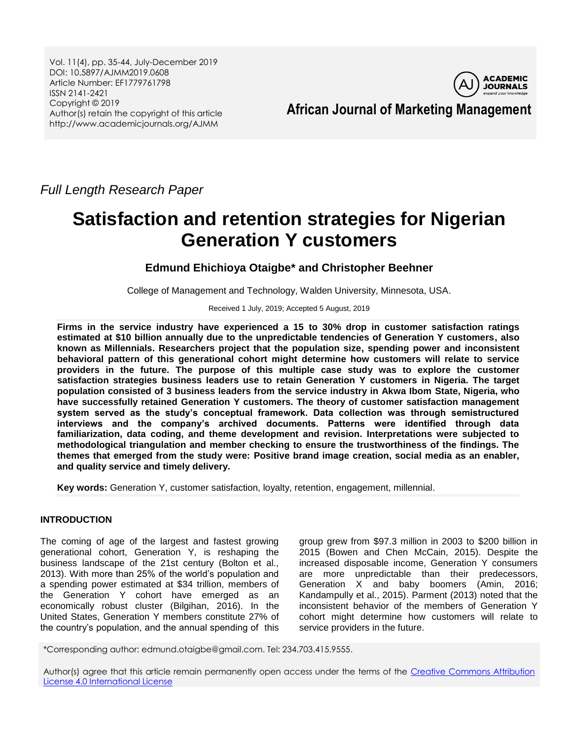*Full Length Research Paper*

# Satisfaction and retention strategies for Nigerian Generation Y customers

**Edmund Ehichioya Otaigbe* and Christopher Beehner**

College of Management and Technology, Walden University, Minnesota, USA.

Received 1 July, 2019; Accepted 5 August, 2019

**Firms in the service industry have experienced a 15 to 30% drop in customer satisfaction ratings estimated at $10 billion annually due to the unpredictable tendencies of Generation Y customers, also known as Millennials. Researchers project that the population size, spending power and inconsistent behavioral pattern of this generational cohort might determine how customers will relate to service providers in the future. The purpose of this multiple case study was to explore the customer satisfaction strategies business leaders use to retain Generation Y customers in Nigeria. The target population consisted of 3 business leaders from the service industry in Akwa Ibom State, Nigeria, who have successfully retained Generation Y customers. The theory of customer satisfaction management system served as the study's conceptual framework. Data collection was through semistructured interviews and the company's archived documents. Patterns were identified through data familiarization, data coding, and theme development and revision. Interpretations were subjected to methodological triangulation and member checking to ensure the trustworthiness of the findings. The themes that emerged from the study were: Positive brand image creation, social media as an enabler, and quality service and timely delivery.**

**Key words:** Generation Y, customer satisfaction, loyalty, retention, engagement, millennial.

## INTRODUCTION

The coming of age of the largest and fastest growing generational cohort, Generation Y, is reshaping the business landscape of the 21st century (Bolton et al., 2013). With more than 25% of the world's population and a spending power estimated at $34 trillion, members of the Generation Y cohort have emerged as an economically robust cluster (Bilgihan, 2016). In the United States, Generation Y members constitute 27% of the country's population, and the annual spending of this group grew from $97.3 million in 2003 to $200 billion in 2015 (Bowen and Chen McCain, 2015). Despite the increased disposable income, Generation Y consumers are more unpredictable than their predecessors, Generation X and baby boomers (Amin, 2016; Kandampully et al., 2015). Parment (2013) noted that the inconsistent behavior of the members of Generation Y cohort might determine how customers will relate to service providers in the future.

*Corresponding author: edmund.otaigbe@gmail.com. Tel: 234.703.415.9555.

Author(s) agree that this article remain permanently open access under the terms of the Creative Commons Attribution License 4.0 International License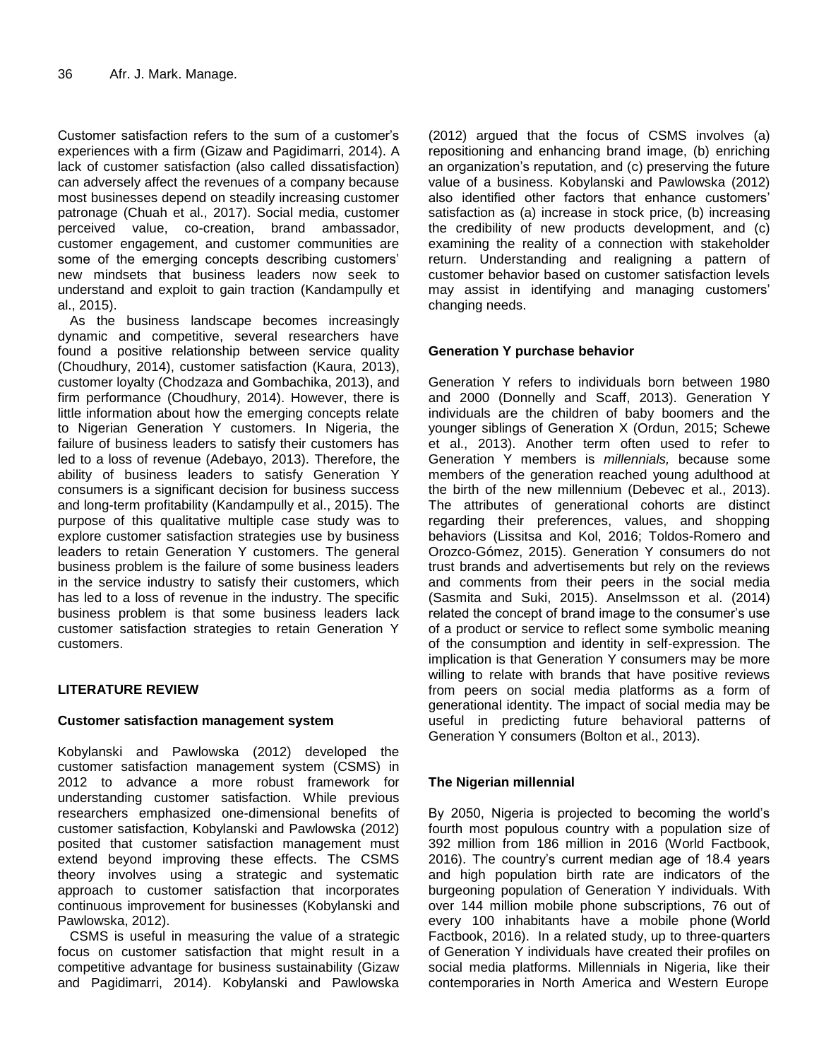Customer satisfaction refers to the sum of a customer's experiences with a firm (Gizaw and Pagidimarri, 2014). A lack of customer satisfaction (also called dissatisfaction) can adversely affect the revenues of a company because most businesses depend on steadily increasing customer patronage (Chuah et al., 2017). Social media, customer perceived value, co-creation, brand ambassador, customer engagement, and customer communities are some of the emerging concepts describing customers' new mindsets that business leaders now seek to understand and exploit to gain traction (Kandampully et al., 2015).

As the business landscape becomes increasingly dynamic and competitive, several researchers have found a positive relationship between service quality (Choudhury, 2014), customer satisfaction (Kaura, 2013), customer loyalty (Chodzaza and Gombachika, 2013), and firm performance (Choudhury, 2014). However, there is little information about how the emerging concepts relate to Nigerian Generation Y customers. In Nigeria, the failure of business leaders to satisfy their customers has led to a loss of revenue (Adebayo, 2013). Therefore, the ability of business leaders to satisfy Generation Y consumers is a significant decision for business success and long-term profitability (Kandampully et al., 2015). The purpose of this qualitative multiple case study was to explore customer satisfaction strategies use by business leaders to retain Generation Y customers. The general business problem is the failure of some business leaders in the service industry to satisfy their customers, which has led to a loss of revenue in the industry. The specific business problem is that some business leaders lack customer satisfaction strategies to retain Generation Y customers.

## LITERATURE REVIEW

### Customer satisfaction management system

Kobylanski and Pawlowska (2012) developed the customer satisfaction management system (CSMS) in 2012 to advance a more robust framework for understanding customer satisfaction. While previous researchers emphasized one-dimensional benefits of customer satisfaction, Kobylanski and Pawlowska (2012) posited that customer satisfaction management must extend beyond improving these effects. The CSMS theory involves using a strategic and systematic approach to customer satisfaction that incorporates continuous improvement for businesses (Kobylanski and Pawlowska, 2012).

CSMS is useful in measuring the value of a strategic focus on customer satisfaction that might result in a competitive advantage for business sustainability (Gizaw and Pagidimarri, 2014). Kobylanski and Pawlowska (2012) argued that the focus of CSMS involves (a) repositioning and enhancing brand image, (b) enriching an organization's reputation, and (c) preserving the future value of a business. Kobylanski and Pawlowska (2012) also identified other factors that enhance customers' satisfaction as (a) increase in stock price, (b) increasing the credibility of new products development, and (c) examining the reality of a connection with stakeholder return. Understanding and realigning a pattern of customer behavior based on customer satisfaction levels may assist in identifying and managing customers' changing needs.

### Generation Y purchase behavior

Generation Y refers to individuals born between 1980 and 2000 (Donnelly and Scaff, 2013). Generation Y individuals are the children of baby boomers and the younger siblings of Generation X (Ordun, 2015; Schewe et al., 2013). Another term often used to refer to Generation Y members is *millennials,* because some members of the generation reached young adulthood at the birth of the new millennium (Debevec et al., 2013). The attributes of generational cohorts are distinct regarding their preferences, values, and shopping behaviors (Lissitsa and Kol, 2016; Toldos-Romero and Orozco-Gómez, 2015). Generation Y consumers do not trust brands and advertisements but rely on the reviews and comments from their peers in the social media (Sasmita and Suki, 2015). Anselmsson et al. (2014) related the concept of brand image to the consumer's use of a product or service to reflect some symbolic meaning of the consumption and identity in self-expression. The implication is that Generation Y consumers may be more willing to relate with brands that have positive reviews from peers on social media platforms as a form of generational identity. The impact of social media may be useful in predicting future behavioral patterns of Generation Y consumers (Bolton et al., 2013).

### The Nigerian millennial

By 2050, Nigeria is projected to becoming the world's fourth most populous country with a population size of 392 million from 186 million in 2016 (World Factbook, 2016). The country's current median age of 18.4 years and high population birth rate are indicators of the burgeoning population of Generation Y individuals. With over 144 million mobile phone subscriptions, 76 out of every 100 inhabitants have a mobile phone (World Factbook, 2016). In a related study, up to three-quarters of Generation Y individuals have created their profiles on social media platforms. Millennials in Nigeria, like their contemporaries in North America and Western Europe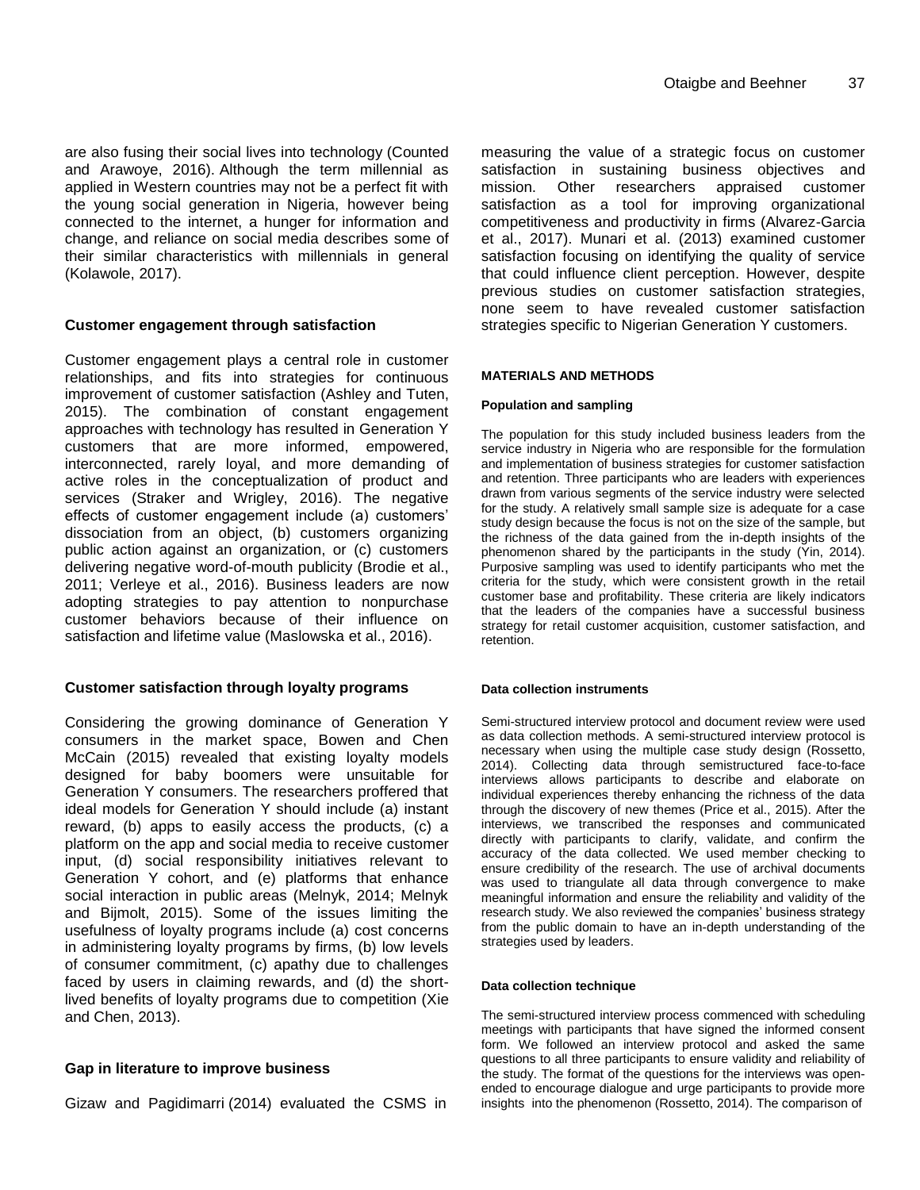are also fusing their social lives into technology (Counted and Arawoye, 2016). Although the term millennial as applied in Western countries may not be a perfect fit with the young social generation in Nigeria, however being connected to the internet, a hunger for information and change, and reliance on social media describes some of their similar characteristics with millennials in general (Kolawole, 2017).

### Customer engagement through satisfaction

Customer engagement plays a central role in customer relationships, and fits into strategies for continuous improvement of customer satisfaction (Ashley and Tuten, 2015). The combination of constant engagement approaches with technology has resulted in Generation Y customers that are more informed, empowered, interconnected, rarely loyal, and more demanding of active roles in the conceptualization of product and services (Straker and Wrigley, 2016). The negative effects of customer engagement include (a) customers' dissociation from an object, (b) customers organizing public action against an organization, or (c) customers delivering negative word-of-mouth publicity (Brodie et al., 2011; Verleye et al., 2016). Business leaders are now adopting strategies to pay attention to nonpurchase customer behaviors because of their influence on satisfaction and lifetime value (Maslowska et al., 2016).

### Customer satisfaction through loyalty programs

Considering the growing dominance of Generation Y consumers in the market space, Bowen and Chen McCain (2015) revealed that existing loyalty models designed for baby boomers were unsuitable for Generation Y consumers. The researchers proffered that ideal models for Generation Y should include (a) instant reward, (b) apps to easily access the products, (c) a platform on the app and social media to receive customer input, (d) social responsibility initiatives relevant to Generation Y cohort, and (e) platforms that enhance social interaction in public areas (Melnyk, 2014; Melnyk and Bijmolt, 2015). Some of the issues limiting the usefulness of loyalty programs include (a) cost concerns in administering loyalty programs by firms, (b) low levels of consumer commitment, (c) apathy due to challenges faced by users in claiming rewards, and (d) the short-lived benefits of loyalty programs due to competition (Xie and Chen, 2013).

### Gap in literature to improve business

Gizaw and Pagidimarri (2014) evaluated the CSMS in measuring the value of a strategic focus on customer satisfaction in sustaining business objectives and mission. Other researchers appraised customer satisfaction as a tool for improving organizational competitiveness and productivity in firms (Alvarez-Garcia et al., 2017). Munari et al. (2013) examined customer satisfaction focusing on identifying the quality of service that could influence client perception. However, despite previous studies on customer satisfaction strategies, none seem to have revealed customer satisfaction strategies specific to Nigerian Generation Y customers.

## MATERIALS AND METHODS

### Population and sampling

The population for this study included business leaders from the service industry in Nigeria who are responsible for the formulation and implementation of business strategies for customer satisfaction and retention. Three participants who are leaders with experiences drawn from various segments of the service industry were selected for the study. A relatively small sample size is adequate for a case study design because the focus is not on the size of the sample, but the richness of the data gained from the in-depth insights of the phenomenon shared by the participants in the study (Yin, 2014). Purposive sampling was used to identify participants who met the criteria for the study, which were consistent growth in the retail customer base and profitability. These criteria are likely indicators that the leaders of the companies have a successful business strategy for retail customer acquisition, customer satisfaction, and retention.

### Data collection instruments

Semi-structured interview protocol and document review were used as data collection methods. A semi-structured interview protocol is necessary when using the multiple case study design (Rossetto, 2014). Collecting data through semistructured face-to-face interviews allows participants to describe and elaborate on individual experiences thereby enhancing the richness of the data through the discovery of new themes (Price et al., 2015). After the interviews, we transcribed the responses and communicated directly with participants to clarify, validate, and confirm the accuracy of the data collected. We used member checking to ensure credibility of the research. The use of archival documents was used to triangulate all data through convergence to make meaningful information and ensure the reliability and validity of the research study. We also reviewed the companies' business strategy from the public domain to have an in-depth understanding of the strategies used by leaders.

### Data collection technique

The semi-structured interview process commenced with scheduling meetings with participants that have signed the informed consent form. We followed an interview protocol and asked the same questions to all three participants to ensure validity and reliability of the study. The format of the questions for the interviews was open-ended to encourage dialogue and urge participants to provide more insights into the phenomenon (Rossetto, 2014). The comparison of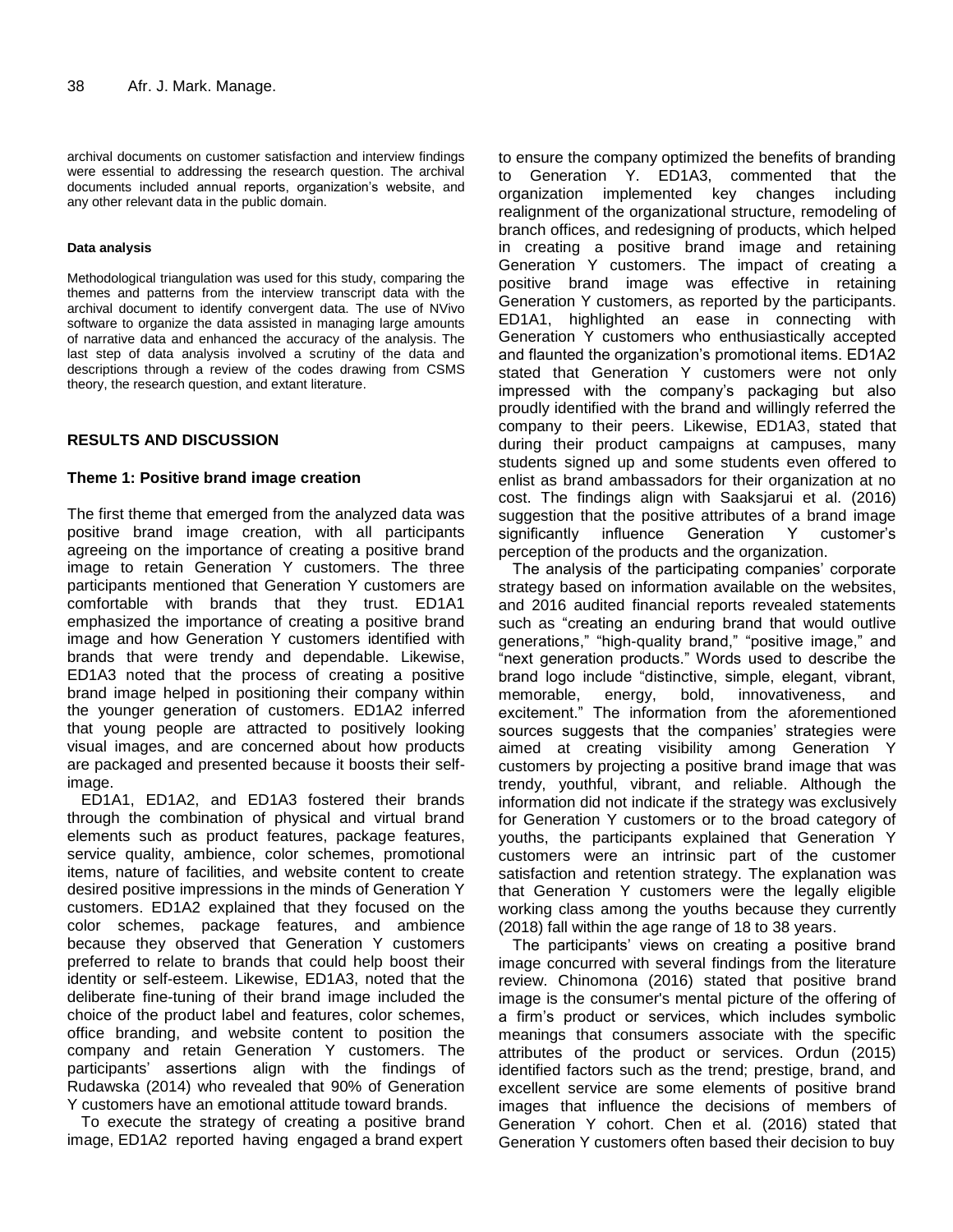archival documents on customer satisfaction and interview findings were essential to addressing the research question. The archival documents included annual reports, organization's website, and any other relevant data in the public domain.

#### Data analysis

Methodological triangulation was used for this study, comparing the themes and patterns from the interview transcript data with the archival document to identify convergent data. The use of NVivo software to organize the data assisted in managing large amounts of narrative data and enhanced the accuracy of the analysis. The last step of data analysis involved a scrutiny of the data and descriptions through a review of the codes drawing from CSMS theory, the research question, and extant literature.

## RESULTS AND DISCUSSION

### Theme 1: Positive brand image creation

The first theme that emerged from the analyzed data was positive brand image creation, with all participants agreeing on the importance of creating a positive brand image to retain Generation Y customers. The three participants mentioned that Generation Y customers are comfortable with brands that they trust. ED1A1 emphasized the importance of creating a positive brand image and how Generation Y customers identified with brands that were trendy and dependable. Likewise, ED1A3 noted that the process of creating a positive brand image helped in positioning their company within the younger generation of customers. ED1A2 inferred that young people are attracted to positively looking visual images, and are concerned about how products are packaged and presented because it boosts their self-image.

ED1A1, ED1A2, and ED1A3 fostered their brands through the combination of physical and virtual brand elements such as product features, package features, service quality, ambience, color schemes, promotional items, nature of facilities, and website content to create desired positive impressions in the minds of Generation Y customers. ED1A2 explained that they focused on the color schemes, package features, and ambience because they observed that Generation Y customers preferred to relate to brands that could help boost their identity or self-esteem. Likewise, ED1A3, noted that the deliberate fine-tuning of their brand image included the choice of the product label and features, color schemes, office branding, and website content to position the company and retain Generation Y customers. The participants' assertions align with the findings of Rudawska (2014) who revealed that 90% of Generation Y customers have an emotional attitude toward brands.

To execute the strategy of creating a positive brand image, ED1A2 reported having engaged a brand expert to ensure the company optimized the benefits of branding to Generation Y. ED1A3, commented that the organization implemented key changes including realignment of the organizational structure, remodeling of branch offices, and redesigning of products, which helped in creating a positive brand image and retaining Generation Y customers. The impact of creating a positive brand image was effective in retaining Generation Y customers, as reported by the participants. ED1A1, highlighted an ease in connecting with Generation Y customers who enthusiastically accepted and flaunted the organization's promotional items. ED1A2 stated that Generation Y customers were not only impressed with the company's packaging but also proudly identified with the brand and willingly referred the company to their peers. Likewise, ED1A3, stated that during their product campaigns at campuses, many students signed up and some students even offered to enlist as brand ambassadors for their organization at no cost. The findings align with Saaksjarui et al. (2016) suggestion that the positive attributes of a brand image significantly influence Generation Y customer's perception of the products and the organization.

The analysis of the participating companies' corporate strategy based on information available on the websites, and 2016 audited financial reports revealed statements such as "creating an enduring brand that would outlive generations," "high-quality brand," "positive image," and "next generation products." Words used to describe the brand logo include "distinctive, simple, elegant, vibrant, memorable, energy, bold, innovativeness, and excitement." The information from the aforementioned sources suggests that the companies' strategies were aimed at creating visibility among Generation Y customers by projecting a positive brand image that was trendy, youthful, vibrant, and reliable. Although the information did not indicate if the strategy was exclusively for Generation Y customers or to the broad category of youths, the participants explained that Generation Y customers were an intrinsic part of the customer satisfaction and retention strategy. The explanation was that Generation Y customers were the legally eligible working class among the youths because they currently (2018) fall within the age range of 18 to 38 years.

The participants' views on creating a positive brand image concurred with several findings from the literature review. Chinomona (2016) stated that positive brand image is the consumer's mental picture of the offering of a firm's product or services, which includes symbolic meanings that consumers associate with the specific attributes of the product or services. Ordun (2015) identified factors such as the trend; prestige, brand, and excellent service are some elements of positive brand images that influence the decisions of members of Generation Y cohort. Chen et al. (2016) stated that Generation Y customers often based their decision to buy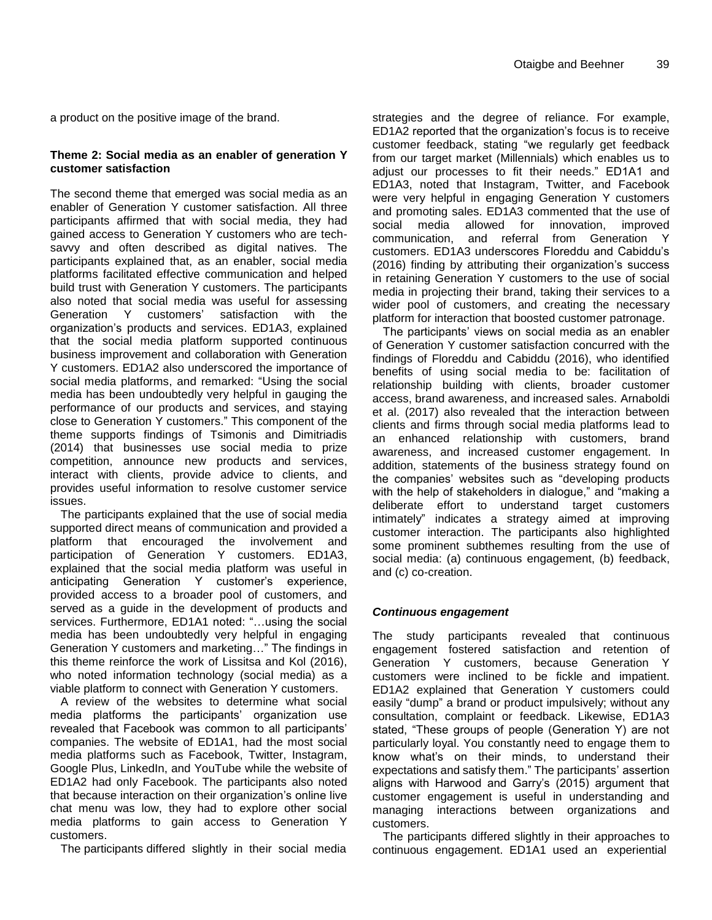a product on the positive image of the brand.

### Theme 2: Social media as an enabler of generation Y customer satisfaction

The second theme that emerged was social media as an enabler of Generation Y customer satisfaction. All three participants affirmed that with social media, they had gained access to Generation Y customers who are tech-savvy and often described as digital natives. The participants explained that, as an enabler, social media platforms facilitated effective communication and helped build trust with Generation Y customers. The participants also noted that social media was useful for assessing Generation Y customers' satisfaction with the organization's products and services. ED1A3, explained that the social media platform supported continuous business improvement and collaboration with Generation Y customers. ED1A2 also underscored the importance of social media platforms, and remarked: "Using the social media has been undoubtedly very helpful in gauging the performance of our products and services, and staying close to Generation Y customers." This component of the theme supports findings of Tsimonis and Dimitriadis (2014) that businesses use social media to prize competition, announce new products and services, interact with clients, provide advice to clients, and provides useful information to resolve customer service issues.

The participants explained that the use of social media supported direct means of communication and provided a platform that encouraged the involvement and participation of Generation Y customers. ED1A3, explained that the social media platform was useful in anticipating Generation Y customer's experience, provided access to a broader pool of customers, and served as a guide in the development of products and services. Furthermore, ED1A1 noted: "…using the social media has been undoubtedly very helpful in engaging Generation Y customers and marketing…" The findings in this theme reinforce the work of Lissitsa and Kol (2016), who noted information technology (social media) as a viable platform to connect with Generation Y customers.

A review of the websites to determine what social media platforms the participants' organization use revealed that Facebook was common to all participants' companies. The website of ED1A1, had the most social media platforms such as Facebook, Twitter, Instagram, Google Plus, LinkedIn, and YouTube while the website of ED1A2 had only Facebook. The participants also noted that because interaction on their organization's online live chat menu was low, they had to explore other social media platforms to gain access to Generation Y customers.

The participants differed slightly in their social media strategies and the degree of reliance. For example, ED1A2 reported that the organization's focus is to receive customer feedback, stating "we regularly get feedback from our target market (Millennials) which enables us to adjust our processes to fit their needs." ED1A1 and ED1A3, noted that Instagram, Twitter, and Facebook were very helpful in engaging Generation Y customers and promoting sales. ED1A3 commented that the use of social media allowed for innovation, improved communication, and referral from Generation Y customers. ED1A3 underscores Floreddu and Cabiddu's (2016) finding by attributing their organization's success in retaining Generation Y customers to the use of social media in projecting their brand, taking their services to a wider pool of customers, and creating the necessary platform for interaction that boosted customer patronage.

The participants' views on social media as an enabler of Generation Y customer satisfaction concurred with the findings of Floreddu and Cabiddu (2016), who identified benefits of using social media to be: facilitation of relationship building with clients, broader customer access, brand awareness, and increased sales. Arnaboldi et al. (2017) also revealed that the interaction between clients and firms through social media platforms lead to an enhanced relationship with customers, brand awareness, and increased customer engagement. In addition, statements of the business strategy found on the companies' websites such as "developing products with the help of stakeholders in dialogue," and "making a deliberate effort to understand target customers intimately" indicates a strategy aimed at improving customer interaction. The participants also highlighted some prominent subthemes resulting from the use of social media: (a) continuous engagement, (b) feedback, and (c) co-creation.

#### *Continuous engagement*

The study participants revealed that continuous engagement fostered satisfaction and retention of Generation Y customers, because Generation Y customers were inclined to be fickle and impatient. ED1A2 explained that Generation Y customers could easily "dump" a brand or product impulsively; without any consultation, complaint or feedback. Likewise, ED1A3 stated, "These groups of people (Generation Y) are not particularly loyal. You constantly need to engage them to know what's on their minds, to understand their expectations and satisfy them." The participants' assertion aligns with Harwood and Garry's (2015) argument that customer engagement is useful in understanding and managing interactions between organizations and customers.

The participants differed slightly in their approaches to continuous engagement. ED1A1 used an experiential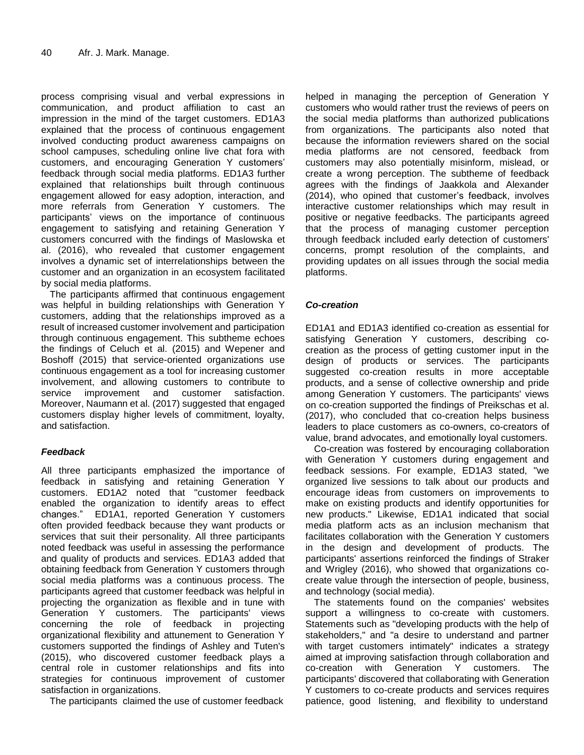process comprising visual and verbal expressions in communication, and product affiliation to cast an impression in the mind of the target customers. ED1A3 explained that the process of continuous engagement involved conducting product awareness campaigns on school campuses, scheduling online live chat fora with customers, and encouraging Generation Y customers' feedback through social media platforms. ED1A3 further explained that relationships built through continuous engagement allowed for easy adoption, interaction, and more referrals from Generation Y customers. The participants' views on the importance of continuous engagement to satisfying and retaining Generation Y customers concurred with the findings of Maslowska et al. (2016), who revealed that customer engagement involves a dynamic set of interrelationships between the customer and an organization in an ecosystem facilitated by social media platforms.

The participants affirmed that continuous engagement was helpful in building relationships with Generation Y customers, adding that the relationships improved as a result of increased customer involvement and participation through continuous engagement. This subtheme echoes the findings of Celuch et al. (2015) and Wepener and Boshoff (2015) that service-oriented organizations use continuous engagement as a tool for increasing customer involvement, and allowing customers to contribute to service improvement and customer satisfaction. Moreover, Naumann et al. (2017) suggested that engaged customers display higher levels of commitment, loyalty, and satisfaction.

### *Feedback*

All three participants emphasized the importance of feedback in satisfying and retaining Generation Y customers. ED1A2 noted that "customer feedback enabled the organization to identify areas to effect changes." ED1A1, reported Generation Y customers often provided feedback because they want products or services that suit their personality. All three participants noted feedback was useful in assessing the performance and quality of products and services. ED1A3 added that obtaining feedback from Generation Y customers through social media platforms was a continuous process. The participants agreed that customer feedback was helpful in projecting the organization as flexible and in tune with Generation Y customers. The participants' views concerning the role of feedback in projecting organizational flexibility and attunement to Generation Y customers supported the findings of Ashley and Tuten's (2015), who discovered customer feedback plays a central role in customer relationships and fits into strategies for continuous improvement of customer satisfaction in organizations.

The participants claimed the use of customer feedback helped in managing the perception of Generation Y customers who would rather trust the reviews of peers on the social media platforms than authorized publications from organizations. The participants also noted that because the information reviewers shared on the social media platforms are not censored, feedback from customers may also potentially misinform, mislead, or create a wrong perception. The subtheme of feedback agrees with the findings of Jaakkola and Alexander (2014), who opined that customer's feedback, involves interactive customer relationships which may result in positive or negative feedbacks. The participants agreed that the process of managing customer perception through feedback included early detection of customers' concerns, prompt resolution of the complaints, and providing updates on all issues through the social media platforms.

### *Co-creation*

ED1A1 and ED1A3 identified co-creation as essential for satisfying Generation Y customers, describing co-creation as the process of getting customer input in the design of products or services. The participants suggested co-creation results in more acceptable products, and a sense of collective ownership and pride among Generation Y customers. The participants' views on co-creation supported the findings of Preikschas et al. (2017), who concluded that co-creation helps business leaders to place customers as co-owners, co-creators of value, brand advocates, and emotionally loyal customers.

Co-creation was fostered by encouraging collaboration with Generation Y customers during engagement and feedback sessions. For example, ED1A3 stated, "we organized live sessions to talk about our products and encourage ideas from customers on improvements to make on existing products and identify opportunities for new products." Likewise, ED1A1 indicated that social media platform acts as an inclusion mechanism that facilitates collaboration with the Generation Y customers in the design and development of products. The participants' assertions reinforced the findings of Straker and Wrigley (2016), who showed that organizations co-create value through the intersection of people, business, and technology (social media).

The statements found on the companies' websites support a willingness to co-create with customers. Statements such as "developing products with the help of stakeholders," and "a desire to understand and partner with target customers intimately" indicates a strategy aimed at improving satisfaction through collaboration and co-creation with Generation Y customers. The participants' discovered that collaborating with Generation Y customers to co-create products and services requires patience, good listening, and flexibility to understand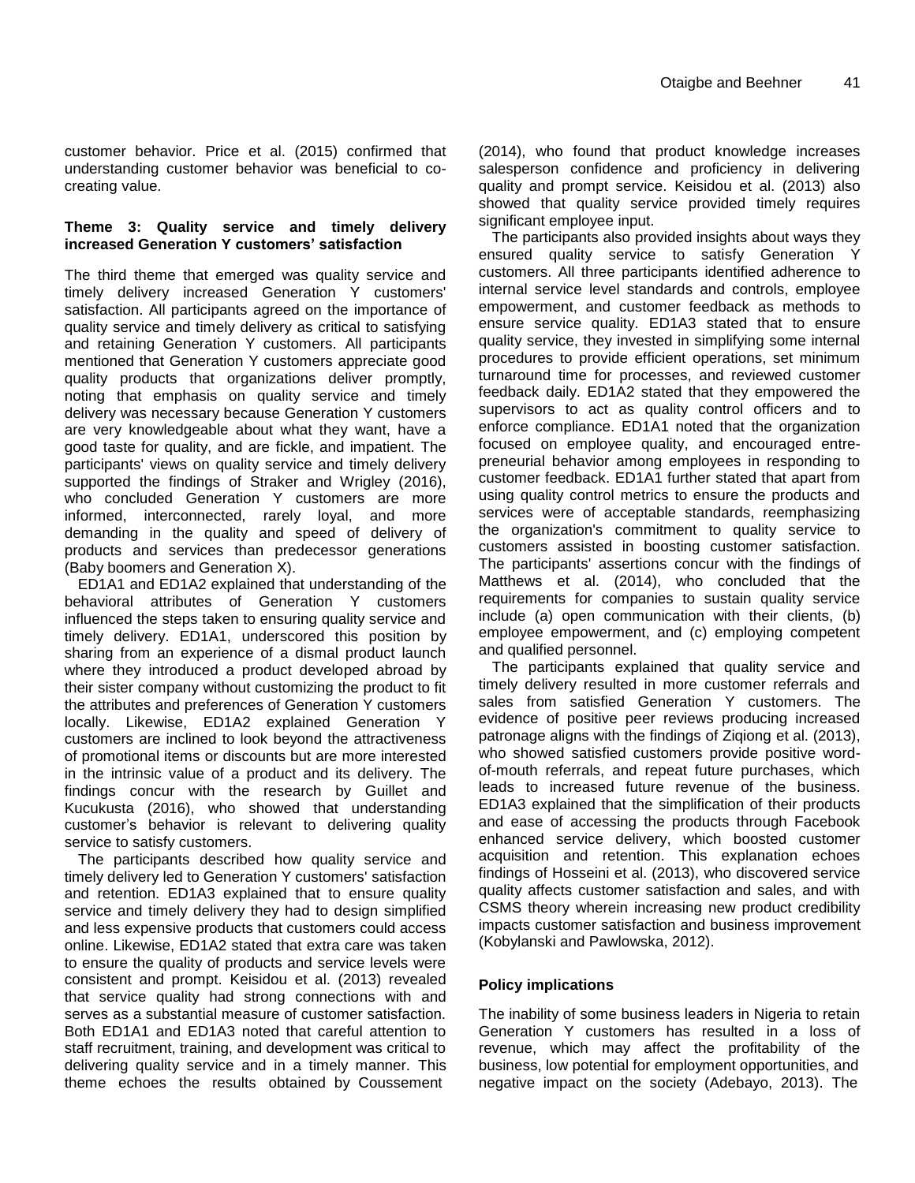customer behavior. Price et al. (2015) confirmed that understanding customer behavior was beneficial to co-creating value.

### Theme 3: Quality service and timely delivery increased Generation Y customers' satisfaction

The third theme that emerged was quality service and timely delivery increased Generation Y customers' satisfaction. All participants agreed on the importance of quality service and timely delivery as critical to satisfying and retaining Generation Y customers. All participants mentioned that Generation Y customers appreciate good quality products that organizations deliver promptly, noting that emphasis on quality service and timely delivery was necessary because Generation Y customers are very knowledgeable about what they want, have a good taste for quality, and are fickle, and impatient. The participants' views on quality service and timely delivery supported the findings of Straker and Wrigley (2016), who concluded Generation Y customers are more informed, interconnected, rarely loyal, and more demanding in the quality and speed of delivery of products and services than predecessor generations (Baby boomers and Generation X).

ED1A1 and ED1A2 explained that understanding of the behavioral attributes of Generation Y customers influenced the steps taken to ensuring quality service and timely delivery. ED1A1, underscored this position by sharing from an experience of a dismal product launch where they introduced a product developed abroad by their sister company without customizing the product to fit the attributes and preferences of Generation Y customers locally. Likewise, ED1A2 explained Generation Y customers are inclined to look beyond the attractiveness of promotional items or discounts but are more interested in the intrinsic value of a product and its delivery. The findings concur with the research by Guillet and Kucukusta (2016), who showed that understanding customer's behavior is relevant to delivering quality service to satisfy customers.

The participants described how quality service and timely delivery led to Generation Y customers' satisfaction and retention. ED1A3 explained that to ensure quality service and timely delivery they had to design simplified and less expensive products that customers could access online. Likewise, ED1A2 stated that extra care was taken to ensure the quality of products and service levels were consistent and prompt. Keisidou et al. (2013) revealed that service quality had strong connections with and serves as a substantial measure of customer satisfaction. Both ED1A1 and ED1A3 noted that careful attention to staff recruitment, training, and development was critical to delivering quality service and in a timely manner. This theme echoes the results obtained by Coussement (2014), who found that product knowledge increases salesperson confidence and proficiency in delivering quality and prompt service. Keisidou et al. (2013) also showed that quality service provided timely requires significant employee input.

The participants also provided insights about ways they ensured quality service to satisfy Generation Y customers. All three participants identified adherence to internal service level standards and controls, employee empowerment, and customer feedback as methods to ensure service quality. ED1A3 stated that to ensure quality service, they invested in simplifying some internal procedures to provide efficient operations, set minimum turnaround time for processes, and reviewed customer feedback daily. ED1A2 stated that they empowered the supervisors to act as quality control officers and to enforce compliance. ED1A1 noted that the organization focused on employee quality, and encouraged entrepreneurial behavior among employees in responding to customer feedback. ED1A1 further stated that apart from using quality control metrics to ensure the products and services were of acceptable standards, reemphasizing the organization's commitment to quality service to customers assisted in boosting customer satisfaction. The participants' assertions concur with the findings of Matthews et al. (2014), who concluded that the requirements for companies to sustain quality service include (a) open communication with their clients, (b) employee empowerment, and (c) employing competent and qualified personnel.

The participants explained that quality service and timely delivery resulted in more customer referrals and sales from satisfied Generation Y customers. The evidence of positive peer reviews producing increased patronage aligns with the findings of Ziqiong et al. (2013), who showed satisfied customers provide positive word-of-mouth referrals, and repeat future purchases, which leads to increased future revenue of the business. ED1A3 explained that the simplification of their products and ease of accessing the products through Facebook enhanced service delivery, which boosted customer acquisition and retention. This explanation echoes findings of Hosseini et al. (2013), who discovered service quality affects customer satisfaction and sales, and with CSMS theory wherein increasing new product credibility impacts customer satisfaction and business improvement (Kobylanski and Pawlowska, 2012).

## Policy implications

The inability of some business leaders in Nigeria to retain Generation Y customers has resulted in a loss of revenue, which may affect the profitability of the business, low potential for employment opportunities, and negative impact on the society (Adebayo, 2013). The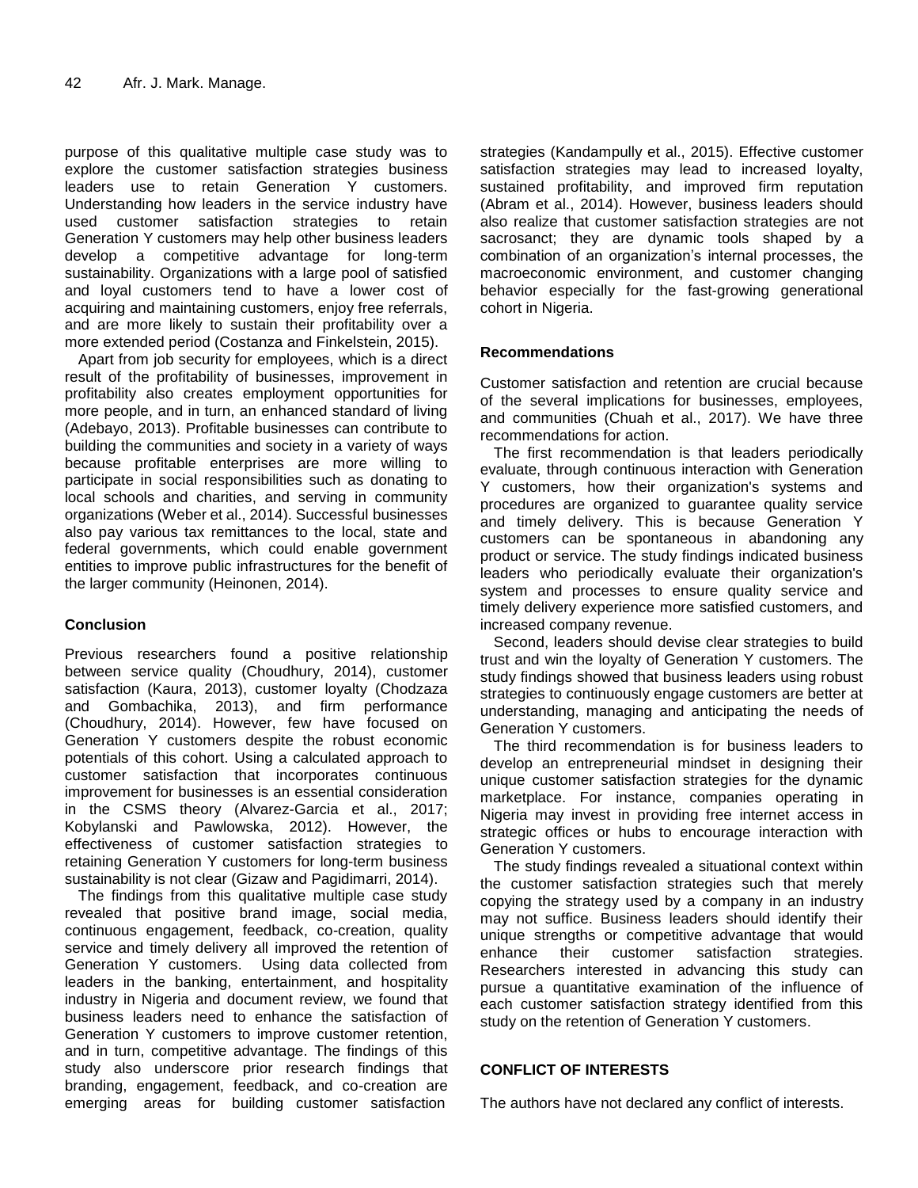purpose of this qualitative multiple case study was to explore the customer satisfaction strategies business leaders use to retain Generation Y customers. Understanding how leaders in the service industry have used customer satisfaction strategies to retain Generation Y customers may help other business leaders develop a competitive advantage for long-term sustainability. Organizations with a large pool of satisfied and loyal customers tend to have a lower cost of acquiring and maintaining customers, enjoy free referrals, and are more likely to sustain their profitability over a more extended period (Costanza and Finkelstein, 2015).

Apart from job security for employees, which is a direct result of the profitability of businesses, improvement in profitability also creates employment opportunities for more people, and in turn, an enhanced standard of living (Adebayo, 2013). Profitable businesses can contribute to building the communities and society in a variety of ways because profitable enterprises are more willing to participate in social responsibilities such as donating to local schools and charities, and serving in community organizations (Weber et al., 2014). Successful businesses also pay various tax remittances to the local, state and federal governments, which could enable government entities to improve public infrastructures for the benefit of the larger community (Heinonen, 2014).

## Conclusion

Previous researchers found a positive relationship between service quality (Choudhury, 2014), customer satisfaction (Kaura, 2013), customer loyalty (Chodzaza and Gombachika, 2013), and firm performance (Choudhury, 2014). However, few have focused on Generation Y customers despite the robust economic potentials of this cohort. Using a calculated approach to customer satisfaction that incorporates continuous improvement for businesses is an essential consideration in the CSMS theory (Alvarez-Garcia et al., 2017; Kobylanski and Pawlowska, 2012). However, the effectiveness of customer satisfaction strategies to retaining Generation Y customers for long-term business sustainability is not clear (Gizaw and Pagidimarri, 2014).

The findings from this qualitative multiple case study revealed that positive brand image, social media, continuous engagement, feedback, co-creation, quality service and timely delivery all improved the retention of Generation Y customers. Using data collected from leaders in the banking, entertainment, and hospitality industry in Nigeria and document review, we found that business leaders need to enhance the satisfaction of Generation Y customers to improve customer retention, and in turn, competitive advantage. The findings of this study also underscore prior research findings that branding, engagement, feedback, and co-creation are emerging areas for building customer satisfaction strategies (Kandampully et al., 2015). Effective customer satisfaction strategies may lead to increased loyalty, sustained profitability, and improved firm reputation (Abram et al., 2014). However, business leaders should also realize that customer satisfaction strategies are not sacrosanct; they are dynamic tools shaped by a combination of an organization's internal processes, the macroeconomic environment, and customer changing behavior especially for the fast-growing generational cohort in Nigeria.

## Recommendations

Customer satisfaction and retention are crucial because of the several implications for businesses, employees, and communities (Chuah et al., 2017). We have three recommendations for action.

The first recommendation is that leaders periodically evaluate, through continuous interaction with Generation Y customers, how their organization's systems and procedures are organized to guarantee quality service and timely delivery. This is because Generation Y customers can be spontaneous in abandoning any product or service. The study findings indicated business leaders who periodically evaluate their organization's system and processes to ensure quality service and timely delivery experience more satisfied customers, and increased company revenue.

Second, leaders should devise clear strategies to build trust and win the loyalty of Generation Y customers. The study findings showed that business leaders using robust strategies to continuously engage customers are better at understanding, managing and anticipating the needs of Generation Y customers.

The third recommendation is for business leaders to develop an entrepreneurial mindset in designing their unique customer satisfaction strategies for the dynamic marketplace. For instance, companies operating in Nigeria may invest in providing free internet access in strategic offices or hubs to encourage interaction with Generation Y customers.

The study findings revealed a situational context within the customer satisfaction strategies such that merely copying the strategy used by a company in an industry may not suffice. Business leaders should identify their unique strengths or competitive advantage that would enhance their customer satisfaction strategies. Researchers interested in advancing this study can pursue a quantitative examination of the influence of each customer satisfaction strategy identified from this study on the retention of Generation Y customers.

## CONFLICT OF INTERESTS

The authors have not declared any conflict of interests.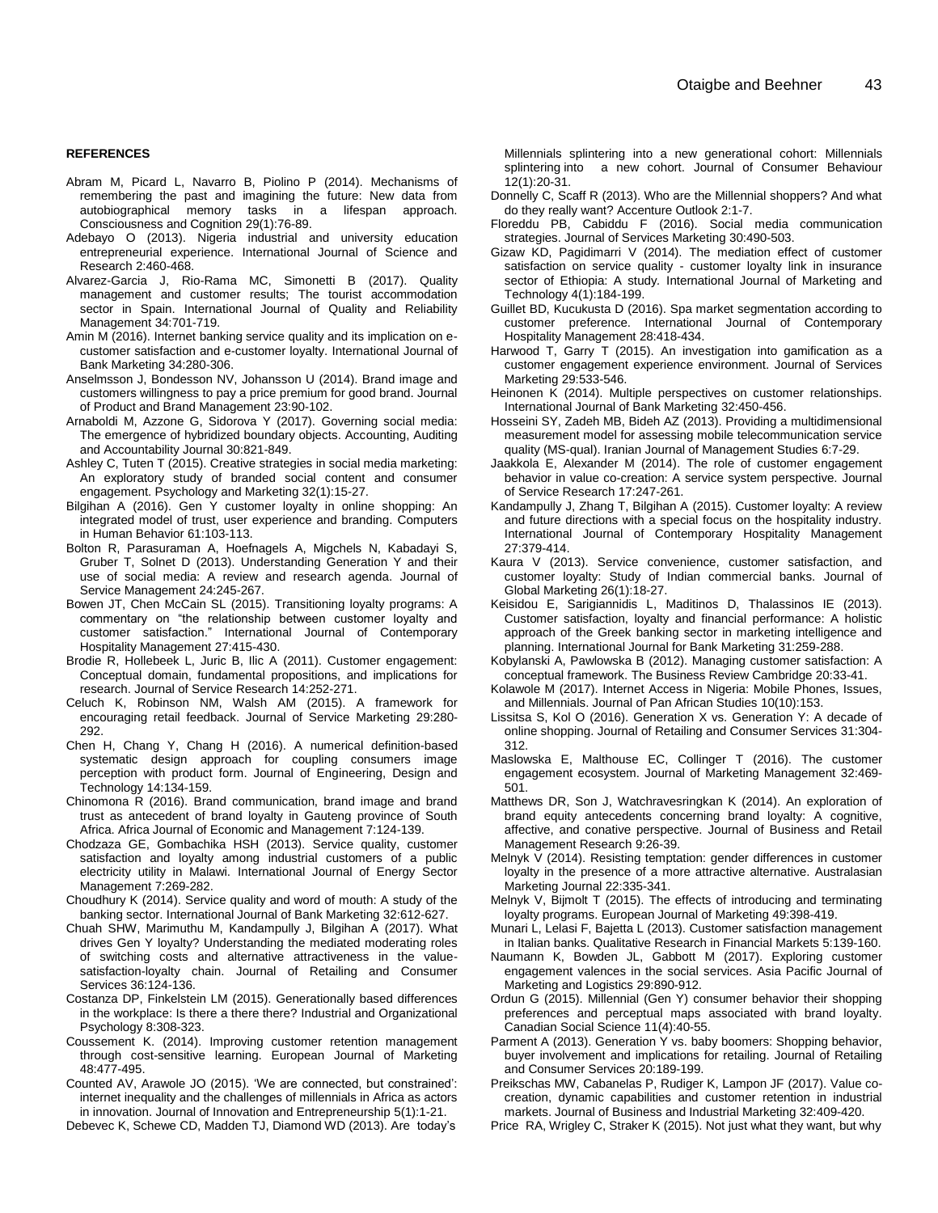**REFERENCES**

Abram M, Picard L, Navarro B, Piolino P (2014). Mechanisms of remembering the past and imagining the future: New data from autobiographical memory tasks in a lifespan approach. Consciousness and Cognition 29(1):76-89.

Adebayo O (2013). Nigeria industrial and university education entrepreneurial experience. International Journal of Science and Research 2:460-468.

Alvarez-Garcia J, Rio-Rama MC, Simonetti B (2017). Quality management and customer results; The tourist accommodation sector in Spain. International Journal of Quality and Reliability Management 34:701-719.

Amin M (2016). Internet banking service quality and its implication on e-customer satisfaction and e-customer loyalty. International Journal of Bank Marketing 34:280-306.

Anselmsson J, Bondesson NV, Johansson U (2014). Brand image and customers willingness to pay a price premium for good brand. Journal of Product and Brand Management 23:90-102.

Arnaboldi M, Azzone G, Sidorova Y (2017). Governing social media: The emergence of hybridized boundary objects. Accounting, Auditing and Accountability Journal 30:821-849.

Ashley C, Tuten T (2015). Creative strategies in social media marketing: An exploratory study of branded social content and consumer engagement. Psychology and Marketing 32(1):15-27.

Bilgihan A (2016). Gen Y customer loyalty in online shopping: An integrated model of trust, user experience and branding. Computers in Human Behavior 61:103-113.

Bolton R, Parasuraman A, Hoefnagels A, Migchels N, Kabadayi S, Gruber T, Solnet D (2013). Understanding Generation Y and their use of social media: A review and research agenda. Journal of Service Management 24:245-267.

Bowen JT, Chen McCain SL (2015). Transitioning loyalty programs: A commentary on "the relationship between customer loyalty and customer satisfaction." International Journal of Contemporary Hospitality Management 27:415-430.

Brodie R, Hollebeek L, Juric B, Ilic A (2011). Customer engagement: Conceptual domain, fundamental propositions, and implications for research. Journal of Service Research 14:252-271.

Celuch K, Robinson NM, Walsh AM (2015). A framework for encouraging retail feedback. Journal of Service Marketing 29:280-292.

Chen H, Chang Y, Chang H (2016). A numerical definition-based systematic design approach for coupling consumers image perception with product form. Journal of Engineering, Design and Technology 14:134-159.

Chinomona R (2016). Brand communication, brand image and brand trust as antecedent of brand loyalty in Gauteng province of South Africa. Africa Journal of Economic and Management 7:124-139.

Chodzaza GE, Gombachika HSH (2013). Service quality, customer satisfaction and loyalty among industrial customers of a public electricity utility in Malawi. International Journal of Energy Sector Management 7:269-282.

Choudhury K (2014). Service quality and word of mouth: A study of the banking sector. International Journal of Bank Marketing 32:612-627.

Chuah SHW, Marimuthu M, Kandampully J, Bilgihan A (2017). What drives Gen Y loyalty? Understanding the mediated moderating roles of switching costs and alternative attractiveness in the value-satisfaction-loyalty chain. Journal of Retailing and Consumer Services 36:124-136.

Costanza DP, Finkelstein LM (2015). Generationally based differences in the workplace: Is there a there there? Industrial and Organizational Psychology 8:308-323.

Coussement K. (2014). Improving customer retention management through cost-sensitive learning. European Journal of Marketing 48:477-495.

Counted AV, Arawole JO (2015). 'We are connected, but constrained': internet inequality and the challenges of millennials in Africa as actors in innovation. Journal of Innovation and Entrepreneurship 5(1):1-21.

Debevec K, Schewe CD, Madden TJ, Diamond WD (2013). Are today's Millennials splintering into a new generational cohort: Millennials splintering into a new cohort. Journal of Consumer Behaviour 12(1):20-31.

Donnelly C, Scaff R (2013). Who are the Millennial shoppers? And what do they really want? Accenture Outlook 2:1-7.

Floreddu PB, Cabiddu F (2016). Social media communication strategies. Journal of Services Marketing 30:490-503.

Gizaw KD, Pagidimarri V (2014). The mediation effect of customer satisfaction on service quality - customer loyalty link in insurance sector of Ethiopia: A study. International Journal of Marketing and Technology 4(1):184-199.

Guillet BD, Kucukusta D (2016). Spa market segmentation according to customer preference. International Journal of Contemporary Hospitality Management 28:418-434.

Harwood T, Garry T (2015). An investigation into gamification as a customer engagement experience environment. Journal of Services Marketing 29:533-546.

Heinonen K (2014). Multiple perspectives on customer relationships. International Journal of Bank Marketing 32:450-456.

Hosseini SY, Zadeh MB, Bideh AZ (2013). Providing a multidimensional measurement model for assessing mobile telecommunication service quality (MS-qual). Iranian Journal of Management Studies 6:7-29.

Jaakkola E, Alexander M (2014). The role of customer engagement behavior in value co-creation: A service system perspective. Journal of Service Research 17:247-261.

Kandampully J, Zhang T, Bilgihan A (2015). Customer loyalty: A review and future directions with a special focus on the hospitality industry. International Journal of Contemporary Hospitality Management 27:379-414.

Kaura V (2013). Service convenience, customer satisfaction, and customer loyalty: Study of Indian commercial banks. Journal of Global Marketing 26(1):18-27.

Keisidou E, Sarigiannidis L, Maditinos D, Thalassinos IE (2013). Customer satisfaction, loyalty and financial performance: A holistic approach of the Greek banking sector in marketing intelligence and planning. International Journal for Bank Marketing 31:259-288.

Kobylanski A, Pawlowska B (2012). Managing customer satisfaction: A conceptual framework. The Business Review Cambridge 20:33-41.

Kolawole M (2017). Internet Access in Nigeria: Mobile Phones, Issues, and Millennials. Journal of Pan African Studies 10(10):153.

Lissitsa S, Kol O (2016). Generation X vs. Generation Y: A decade of online shopping. Journal of Retailing and Consumer Services 31:304-312.

Maslowska E, Malthouse EC, Collinger T (2016). The customer engagement ecosystem. Journal of Marketing Management 32:469-501.

Matthews DR, Son J, Watchravesringkan K (2014). An exploration of brand equity antecedents concerning brand loyalty: A cognitive, affective, and conative perspective. Journal of Business and Retail Management Research 9:26-39.

Melnyk V (2014). Resisting temptation: gender differences in customer loyalty in the presence of a more attractive alternative. Australasian Marketing Journal 22:335-341.

Melnyk V, Bijmolt T (2015). The effects of introducing and terminating loyalty programs. European Journal of Marketing 49:398-419.

Munari L, Lelasi F, Bajetta L (2013). Customer satisfaction management in Italian banks. Qualitative Research in Financial Markets 5:139-160.

Naumann K, Bowden JL, Gabbott M (2017). Exploring customer engagement valences in the social services. Asia Pacific Journal of Marketing and Logistics 29:890-912.

Ordun G (2015). Millennial (Gen Y) consumer behavior their shopping preferences and perceptual maps associated with brand loyalty. Canadian Social Science 11(4):40-55.

Parment A (2013). Generation Y vs. baby boomers: Shopping behavior, buyer involvement and implications for retailing. Journal of Retailing and Consumer Services 20:189-199.

Preikschas MW, Cabanelas P, Rudiger K, Lampon JF (2017). Value co-creation, dynamic capabilities and customer retention in industrial markets. Journal of Business and Industrial Marketing 32:409-420.

Price RA, Wrigley C, Straker K (2015). Not just what they want, but why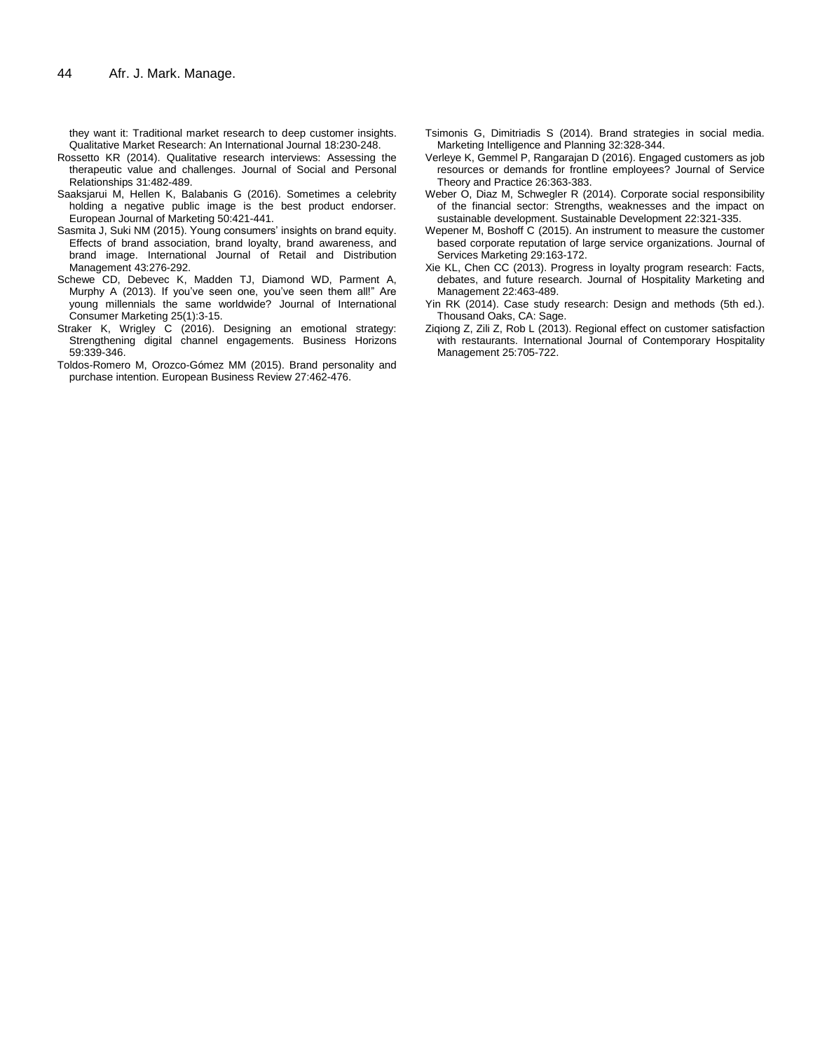they want it: Traditional market research to deep customer insights. Qualitative Market Research: An International Journal 18:230-248.

Rossetto KR (2014). Qualitative research interviews: Assessing the therapeutic value and challenges. Journal of Social and Personal Relationships 31:482-489.

Saaksjarui M, Hellen K, Balabanis G (2016). Sometimes a celebrity holding a negative public image is the best product endorser. European Journal of Marketing 50:421-441.

Sasmita J, Suki NM (2015). Young consumers' insights on brand equity. Effects of brand association, brand loyalty, brand awareness, and brand image. International Journal of Retail and Distribution Management 43:276-292.

Schewe CD, Debevec K, Madden TJ, Diamond WD, Parment A, Murphy A (2013). If you've seen one, you've seen them all!" Are young millennials the same worldwide? Journal of International Consumer Marketing 25(1):3-15.

Straker K, Wrigley C (2016). Designing an emotional strategy: Strengthening digital channel engagements. Business Horizons 59:339-346.

Toldos-Romero M, Orozco-Gómez MM (2015). Brand personality and purchase intention. European Business Review 27:462-476.

Tsimonis G, Dimitriadis S (2014). Brand strategies in social media. Marketing Intelligence and Planning 32:328-344.

Verleye K, Gemmel P, Rangarajan D (2016). Engaged customers as job resources or demands for frontline employees? Journal of Service Theory and Practice 26:363-383.

Weber O, Diaz M, Schwegler R (2014). Corporate social responsibility of the financial sector: Strengths, weaknesses and the impact on sustainable development. Sustainable Development 22:321-335.

Wepener M, Boshoff C (2015). An instrument to measure the customer based corporate reputation of large service organizations. Journal of Services Marketing 29:163-172.

Xie KL, Chen CC (2013). Progress in loyalty program research: Facts, debates, and future research. Journal of Hospitality Marketing and Management 22:463-489.

Yin RK (2014). Case study research: Design and methods (5th ed.). Thousand Oaks, CA: Sage.

Ziqiong Z, Zili Z, Rob L (2013). Regional effect on customer satisfaction with restaurants. International Journal of Contemporary Hospitality Management 25:705-722.